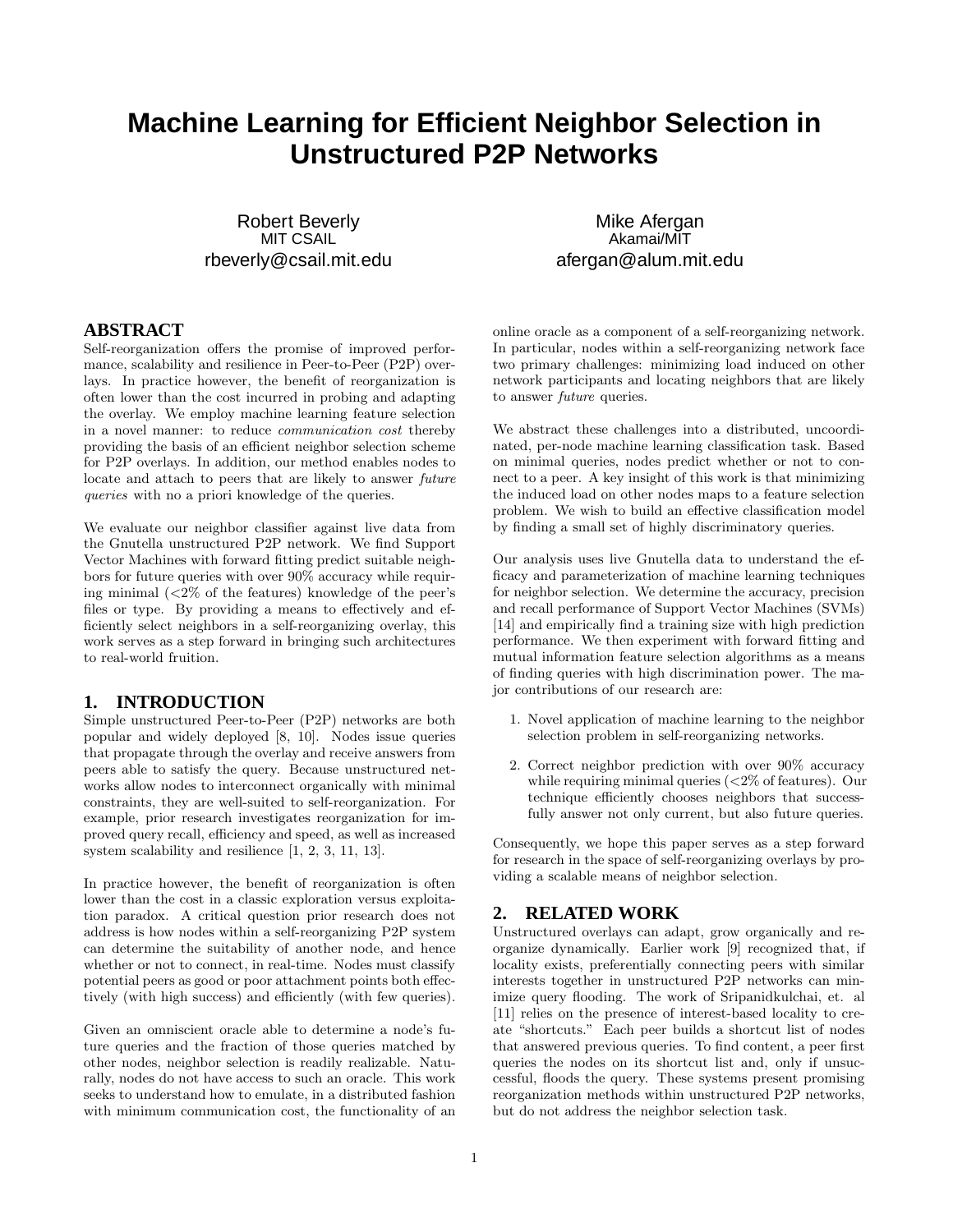# Machine Learning for Efficient Neighbor Selection in Unstructured P2P Networks

Robert Beverly
MIT CSAIL
rbeverly@csail.mit.edu

Mike Afergan
Akamai/MIT
afergan@alum.mit.edu

## ABSTRACT

Self-reorganization offers the promise of improved performance, scalability and resilience in Peer-to-Peer (P2P) overlays. In practice however, the benefit of reorganization is often lower than the cost incurred in probing and adapting the overlay. We employ machine learning feature selection in a novel manner: to reduce *communication cost* thereby providing the basis of an efficient neighbor selection scheme for P2P overlays. In addition, our method enables nodes to locate and attach to peers that are likely to answer *future queries* with no a priori knowledge of the queries.

We evaluate our neighbor classifier against live data from the Gnutella unstructured P2P network. We find Support Vector Machines with forward fitting predict suitable neighbors for future queries with over 90% accuracy while requiring minimal (<2% of the features) knowledge of the peer's files or type. By providing a means to effectively and efficiently select neighbors in a self-reorganizing overlay, this work serves as a step forward in bringing such architectures to real-world fruition.

## 1. INTRODUCTION

Simple unstructured Peer-to-Peer (P2P) networks are both popular and widely deployed [8, 10]. Nodes issue queries that propagate through the overlay and receive answers from peers able to satisfy the query. Because unstructured networks allow nodes to interconnect organically with minimal constraints, they are well-suited to self-reorganization. For example, prior research investigates reorganization for improved query recall, efficiency and speed, as well as increased system scalability and resilience [1, 2, 3, 11, 13].

In practice however, the benefit of reorganization is often lower than the cost in a classic exploration versus exploitation paradox. A critical question prior research does not address is how nodes within a self-reorganizing P2P system can determine the suitability of another node, and hence whether or not to connect, in real-time. Nodes must classify potential peers as good or poor attachment points both effectively (with high success) and efficiently (with few queries).

Given an omniscient oracle able to determine a node's future queries and the fraction of those queries matched by other nodes, neighbor selection is readily realizable. Naturally, nodes do not have access to such an oracle. This work seeks to understand how to emulate, in a distributed fashion with minimum communication cost, the functionality of an online oracle as a component of a self-reorganizing network. In particular, nodes within a self-reorganizing network face two primary challenges: minimizing load induced on other network participants and locating neighbors that are likely to answer *future* queries.

We abstract these challenges into a distributed, uncoordinated, per-node machine learning classification task. Based on minimal queries, nodes predict whether or not to connect to a peer. A key insight of this work is that minimizing the induced load on other nodes maps to a feature selection problem. We wish to build an effective classification model by finding a small set of highly discriminatory queries.

Our analysis uses live Gnutella data to understand the efficacy and parameterization of machine learning techniques for neighbor selection. We determine the accuracy, precision and recall performance of Support Vector Machines (SVMs) [14] and empirically find a training size with high prediction performance. We then experiment with forward fitting and mutual information feature selection algorithms as a means of finding queries with high discrimination power. The major contributions of our research are:

1. Novel application of machine learning to the neighbor selection problem in self-reorganizing networks.
2. Correct neighbor prediction with over 90% accuracy while requiring minimal queries (<2% of features). Our technique efficiently chooses neighbors that successfully answer not only current, but also future queries.

Consequently, we hope this paper serves as a step forward for research in the space of self-reorganizing overlays by providing a scalable means of neighbor selection.

## 2. RELATED WORK

Unstructured overlays can adapt, grow organically and reorganize dynamically. Earlier work [9] recognized that, if locality exists, preferentially connecting peers with similar interests together in unstructured P2P networks can minimize query flooding. The work of Sripanidkulchai, et. al [11] relies on the presence of interest-based locality to create "shortcuts." Each peer builds a shortcut list of nodes that answered previous queries. To find content, a peer first queries the nodes on its shortcut list and, only if unsuccessful, floods the query. These systems present promising reorganization methods within unstructured P2P networks, but do not address the neighbor selection task.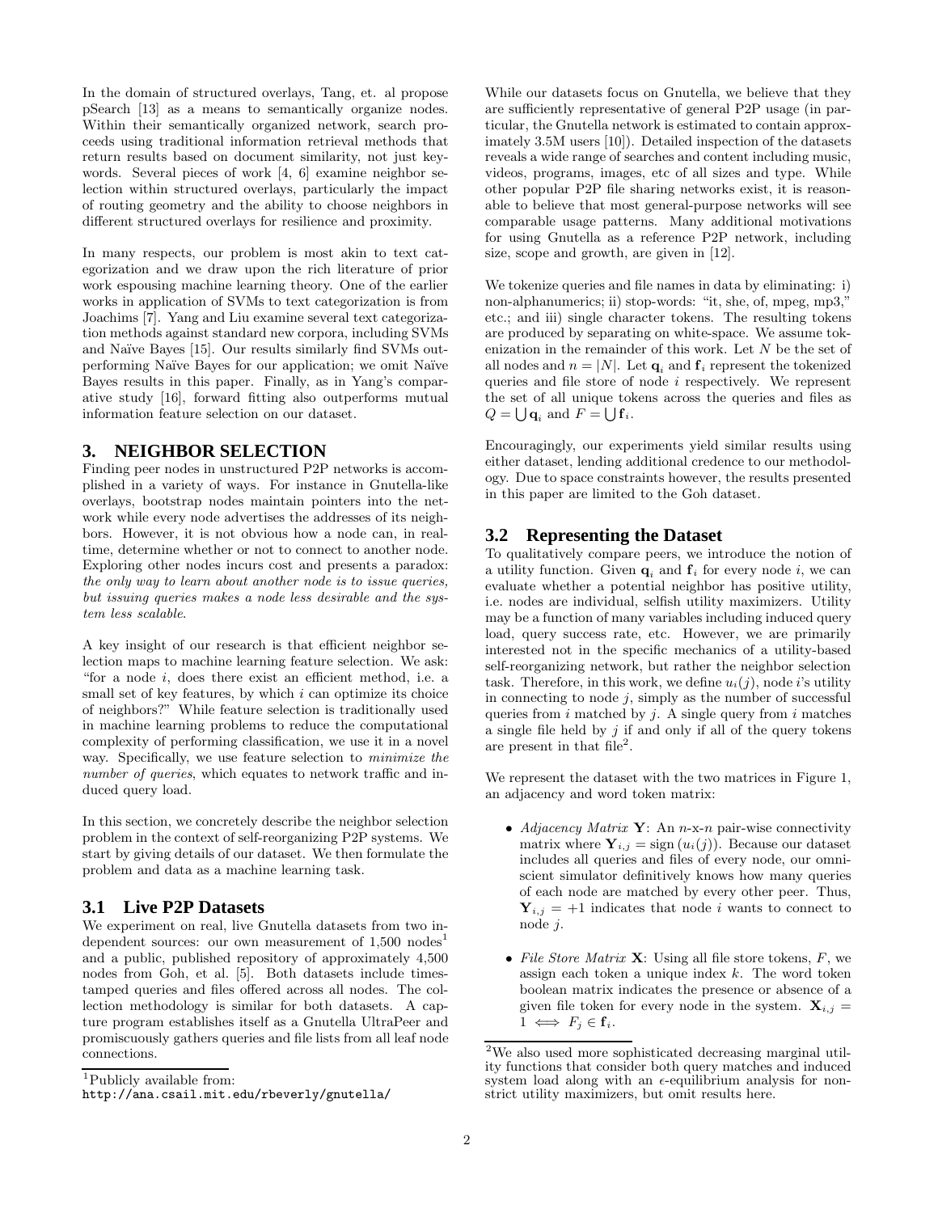In the domain of structured overlays, Tang, et. al propose pSearch [13] as a means to semantically organize nodes. Within their semantically organized network, search proceeds using traditional information retrieval methods that return results based on document similarity, not just keywords. Several pieces of work [4, 6] examine neighbor selection within structured overlays, particularly the impact of routing geometry and the ability to choose neighbors in different structured overlays for resilience and proximity.

In many respects, our problem is most akin to text categorization and we draw upon the rich literature of prior work espousing machine learning theory. One of the earlier works in application of SVMs to text categorization is from Joachims [7]. Yang and Liu examine several text categorization methods against standard new corpora, including SVMs and Naïve Bayes [15]. Our results similarly find SVMs outperforming Naïve Bayes for our application; we omit Naïve Bayes results in this paper. Finally, as in Yang's comparative study [16], forward fitting also outperforms mutual information feature selection on our dataset.

## 3. NEIGHBOR SELECTION

Finding peer nodes in unstructured P2P networks is accomplished in a variety of ways. For instance in Gnutella-like overlays, bootstrap nodes maintain pointers into the network while every node advertises the addresses of its neighbors. However, it is not obvious how a node can, in real-time, determine whether or not to connect to another node. Exploring other nodes incurs cost and presents a paradox: *the only way to learn about another node is to issue queries, but issuing queries makes a node less desirable and the system less scalable.*

A key insight of our research is that efficient neighbor selection maps to machine learning feature selection. We ask: "for a node $i$, does there exist an efficient method, i.e. a small set of key features, by which $i$ can optimize its choice of neighbors?" While feature selection is traditionally used in machine learning problems to reduce the computational complexity of performing classification, we use it in a novel way. Specifically, we use feature selection to *minimize the number of queries*, which equates to network traffic and induced query load.

In this section, we concretely describe the neighbor selection problem in the context of self-reorganizing P2P systems. We start by giving details of our dataset. We then formulate the problem and data as a machine learning task.

### 3.1 Live P2P Datasets

We experiment on real, live Gnutella datasets from two independent sources: our own measurement of 1,500 nodes[1] and a public, published repository of approximately 4,500 nodes from Goh, et al. [5]. Both datasets include timestamped queries and files offered across all nodes. The collection methodology is similar for both datasets. A capture program establishes itself as a Gnutella UltraPeer and promiscuously gathers queries and file lists from all leaf node connections.

While our datasets focus on Gnutella, we believe that they are sufficiently representative of general P2P usage (in particular, the Gnutella network is estimated to contain approximately 3.5M users [10]). Detailed inspection of the datasets reveals a wide range of searches and content including music, videos, programs, images, etc of all sizes and type. While other popular P2P file sharing networks exist, it is reasonable to believe that most general-purpose networks will see comparable usage patterns. Many additional motivations for using Gnutella as a reference P2P network, including size, scope and growth, are given in [12].

We tokenize queries and file names in data by eliminating: i) non-alphanumerics; ii) stop-words: "it, she, of, mpeg, mp3," etc.; and iii) single character tokens. The resulting tokens are produced by separating on white-space. We assume tokenization in the remainder of this work. Let $N$ be the set of all nodes and $n = |N|$. Let $\mathbf{q}_i$ and $\mathbf{f}_i$ represent the tokenized queries and file store of node $i$ respectively. We represent the set of all unique tokens across the queries and files as $Q = \bigcup \mathbf{q}_i$ and $F = \bigcup \mathbf{f}_i$.

Encouragingly, our experiments yield similar results using either dataset, lending additional credence to our methodology. Due to space constraints however, the results presented in this paper are limited to the Goh dataset.

### 3.2 Representing the Dataset

To qualitatively compare peers, we introduce the notion of a utility function. Given $\mathbf{q}_i$ and $\mathbf{f}_i$ for every node $i$, we can evaluate whether a potential neighbor has positive utility, i.e. nodes are individual, selfish utility maximizers. Utility may be a function of many variables including induced query load, query success rate, etc. However, we are primarily interested not in the specific mechanics of a utility-based self-reorganizing network, but rather the neighbor selection task. Therefore, in this work, we define $u_i(j)$, node $i$'s utility in connecting to node $j$, simply as the number of successful queries from $i$ matched by $j$. A single query from $i$ matches a single file held by $j$ if and only if all of the query tokens are present in that file[2].

We represent the dataset with the two matrices in Figure 1, an adjacency and word token matrix:

- *Adjacency Matrix* $\mathbf{Y}$: An $n$-x-$n$ pair-wise connectivity matrix where $\mathbf{Y}_{i,j} = \text{sign}(u_i(j))$. Because our dataset includes all queries and files of every node, our omniscient simulator definitively knows how many queries of each node are matched by every other peer. Thus, $\mathbf{Y}_{i,j} = +1$ indicates that node $i$ wants to connect to node $j$.
- *File Store Matrix* $\mathbf{X}$: Using all file store tokens, $F$, we assign each token a unique index $k$. The word token boolean matrix indicates the presence or absence of a given file token for every node in the system. $\mathbf{X}_{i,j} = 1 \iff F_j \in \mathbf{f}_i$.

[1] Publicly available from: http://ana.csail.mit.edu/rbeverly/gnutella/

[2] We also used more sophisticated decreasing marginal utility functions that consider both query matches and induced system load along with an $\epsilon$-equilibrium analysis for non-strict utility maximizers, but omit results here.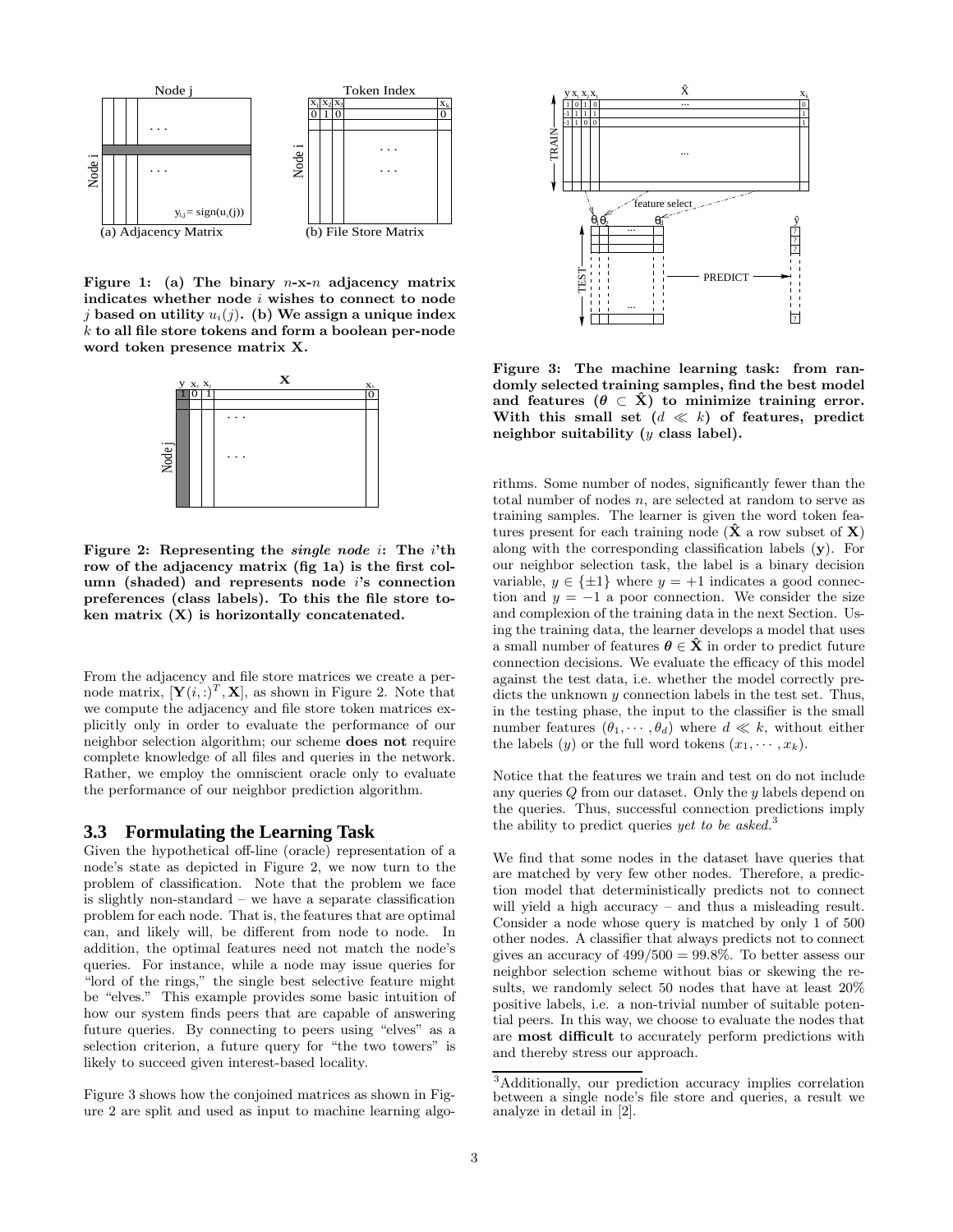Figure 1: (a) The binary $n$-x-$n$ adjacency matrix indicates whether node $i$ wishes to connect to node $j$ based on utility $u_i(j)$. (b) We assign a unique index $k$ to all file store tokens and form a boolean per-node word token presence matrix $\mathbf{X}$.

Figure 2: Representing the *single node* $i$: The $i$'th row of the adjacency matrix (fig 1a) is the first column (shaded) and represents node $i$'s connection preferences (class labels). To this the file store token matrix ($\mathbf{X}$) is horizontally concatenated.

From the adjacency and file store matrices we create a per-node matrix, $[\mathbf{Y}(i,:)^T, \mathbf{X}]$, as shown in Figure 2. Note that we compute the adjacency and file store token matrices explicitly only in order to evaluate the performance of our neighbor selection algorithm; our scheme **does not** require complete knowledge of all files and queries in the network. Rather, we employ the omniscient oracle only to evaluate the performance of our neighbor prediction algorithm.

### 3.3 Formulating the Learning Task

Given the hypothetical off-line (oracle) representation of a node's state as depicted in Figure 2, we now turn to the problem of classification. Note that the problem we face is slightly non-standard – we have a separate classification problem for each node. That is, the features that are optimal can, and likely will, be different from node to node. In addition, the optimal features need not match the node's queries. For instance, while a node may issue queries for "lord of the rings," the single best selective feature might be "elves." This example provides some basic intuition of how our system finds peers that are capable of answering future queries. By connecting to peers using "elves" as a selection criterion, a future query for "the two towers" is likely to succeed given interest-based locality.

Figure 3 shows how the conjoined matrices as shown in Figure 2 are split and used as input to machine learning algorithms. Some number of nodes, significantly fewer than the total number of nodes $n$, are selected at random to serve as training samples. The learner is given the word token features present for each training node ($\hat{\mathbf{X}}$ a row subset of $\mathbf{X}$) along with the corresponding classification labels ($\mathbf{y}$). For our neighbor selection task, the label is a binary decision variable, $y \in \{\pm 1\}$ where $y = +1$ indicates a good connection and $y = -1$ a poor connection. We consider the size and complexion of the training data in the next Section. Using the training data, the learner develops a model that uses a small number of features $\boldsymbol{\theta} \in \hat{\mathbf{X}}$ in order to predict future connection decisions. We evaluate the efficacy of this model against the test data, i.e. whether the model correctly predicts the unknown $y$ connection labels in the test set. Thus, in the testing phase, the input to the classifier is the small number features $(\theta_1, \cdots, \theta_d)$ where $d \ll k$, without either the labels ($y$) or the full word tokens $(x_1, \cdots, x_k)$.

Figure 3: The machine learning task: from randomly selected training samples, find the best model and features ($\boldsymbol{\theta} \subset \hat{\mathbf{X}}$) to minimize training error. With this small set ($d \ll k$) of features, predict neighbor suitability ($y$ class label).

Notice that the features we train and test on do not include any queries $Q$ from our dataset. Only the $y$ labels depend on the queries. Thus, successful connection predictions imply the ability to predict queries *yet to be asked*.[3]

We find that some nodes in the dataset have queries that are matched by very few other nodes. Therefore, a prediction model that deterministically predicts not to connect will yield a high accuracy – and thus a misleading result. Consider a node whose query is matched by only 1 of 500 other nodes. A classifier that always predicts not to connect gives an accuracy of $499/500 = 99.8\%$. To better assess our neighbor selection scheme without bias or skewing the results, we randomly select 50 nodes that have at least 20% positive labels, i.e. a non-trivial number of suitable potential peers. In this way, we choose to evaluate the nodes that are **most difficult** to accurately perform predictions with and thereby stress our approach.

[3] Additionally, our prediction accuracy implies correlation between a single node's file store and queries, a result we analyze in detail in [2].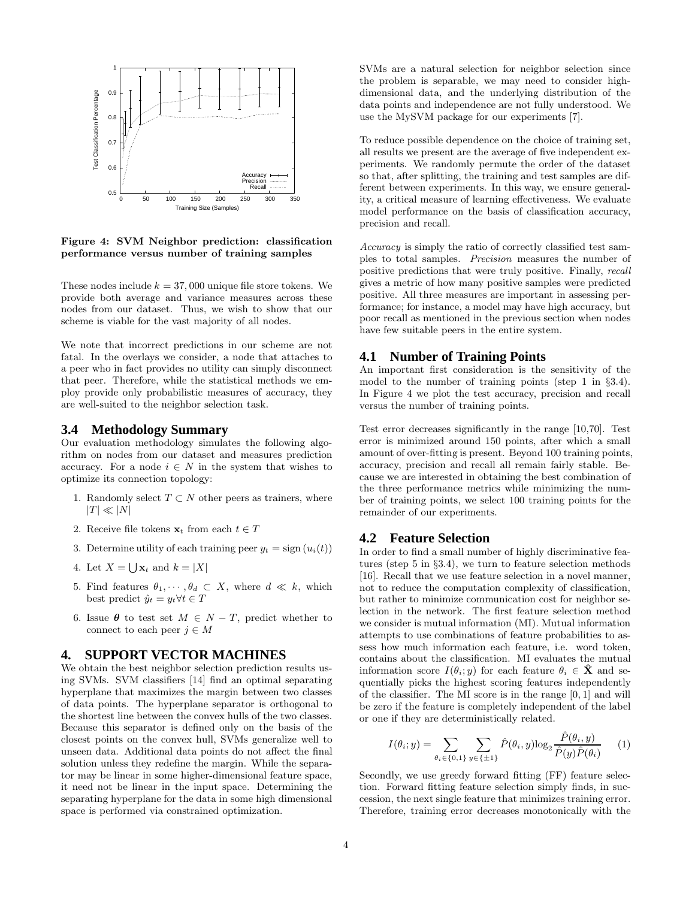Figure 4: SVM Neighbor prediction: classification performance versus number of training samples

These nodes include $k = 37,000$ unique file store tokens. We provide both average and variance measures across these nodes from our dataset. Thus, we wish to show that our scheme is viable for the vast majority of all nodes.

We note that incorrect predictions in our scheme are not fatal. In the overlays we consider, a node that attaches to a peer who in fact provides no utility can simply disconnect that peer. Therefore, while the statistical methods we employ provide only probabilistic measures of accuracy, they are well-suited to the neighbor selection task.

### 3.4 Methodology Summary

Our evaluation methodology simulates the following algorithm on nodes from our dataset and measures prediction accuracy. For a node $i \in N$ in the system that wishes to optimize its connection topology:

1. Randomly select $T \subset N$ other peers as trainers, where $|T| \ll |N|$
2. Receive file tokens $\mathbf{x}_t$ from each $t \in T$
3. Determine utility of each training peer $y_t = \text{sign}(u_i(t))$
4. Let $X = \bigcup \mathbf{x}_t$ and $k = |X|$
5. Find features $\theta_1, \cdots, \theta_d \subset X$, where $d \ll k$, which best predict $\hat{y}_t = y_t \forall t \in T$
6. Issue $\boldsymbol{\theta}$ to test set $M \in N - T$, predict whether to connect to each peer $j \in M$

## 4. SUPPORT VECTOR MACHINES

We obtain the best neighbor selection prediction results using SVMs. SVM classifiers [14] find an optimal separating hyperplane that maximizes the margin between two classes of data points. The hyperplane separator is orthogonal to the shortest line between the convex hulls of the two classes. Because this separator is defined only on the basis of the closest points on the convex hull, SVMs generalize well to unseen data. Additional data points do not affect the final solution unless they redefine the margin. While the separator may be linear in some higher-dimensional feature space, it need not be linear in the input space. Determining the separating hyperplane for the data in some high dimensional space is performed via constrained optimization.

SVMs are a natural selection for neighbor selection since the problem is separable, we may need to consider high-dimensional data, and the underlying distribution of the data points and independence are not fully understood. We use the MySVM package for our experiments [7].

To reduce possible dependence on the choice of training set, all results we present are the average of five independent experiments. We randomly permute the order of the dataset so that, after splitting, the training and test samples are different between experiments. In this way, we ensure generality, a critical measure of learning effectiveness. We evaluate model performance on the basis of classification accuracy, precision and recall.

*Accuracy* is simply the ratio of correctly classified test samples to total samples. *Precision* measures the number of positive predictions that were truly positive. Finally, *recall* gives a metric of how many positive samples were predicted positive. All three measures are important in assessing performance; for instance, a model may have high accuracy, but poor recall as mentioned in the previous section when nodes have few suitable peers in the entire system.

### 4.1 Number of Training Points

An important first consideration is the sensitivity of the model to the number of training points (step 1 in §3.4). In Figure 4 we plot the test accuracy, precision and recall versus the number of training points.

Test error decreases significantly in the range [10,70]. Test error is minimized around 150 points, after which a small amount of over-fitting is present. Beyond 100 training points, accuracy, precision and recall all remain fairly stable. Because we are interested in obtaining the best combination of the three performance metrics while minimizing the number of training points, we select 100 training points for the remainder of our experiments.

### 4.2 Feature Selection

In order to find a small number of highly discriminative features (step 5 in §3.4), we turn to feature selection methods [16]. Recall that we use feature selection in a novel manner, not to reduce the computation complexity of classification, but rather to minimize communication cost for neighbor selection in the network. The first feature selection method we consider is mutual information (MI). Mutual information attempts to use combinations of feature probabilities to assess how much information each feature, i.e. word token, contains about the classification. MI evaluates the mutual information score $I(\theta_i; y)$ for each feature $\theta_i \in \hat{\mathbf{X}}$ and sequentially picks the highest scoring features independently of the classifier. The MI score is in the range $[0, 1]$ and will be zero if the feature is completely independent of the label or one if they are deterministically related.

$$I(\theta_i; y) = \sum_{\theta_i \in \{0,1\}} \sum_{y \in \{\pm 1\}} \hat{P}(\theta_i, y) \log_2 \frac{\hat{P}(\theta_i, y)}{\hat{P}(y)\hat{P}(\theta_i)} \quad (1)$$

Secondly, we use greedy forward fitting (FF) feature selection. Forward fitting feature selection simply finds, in succession, the next single feature that minimizes training error. Therefore, training error decreases monotonically with the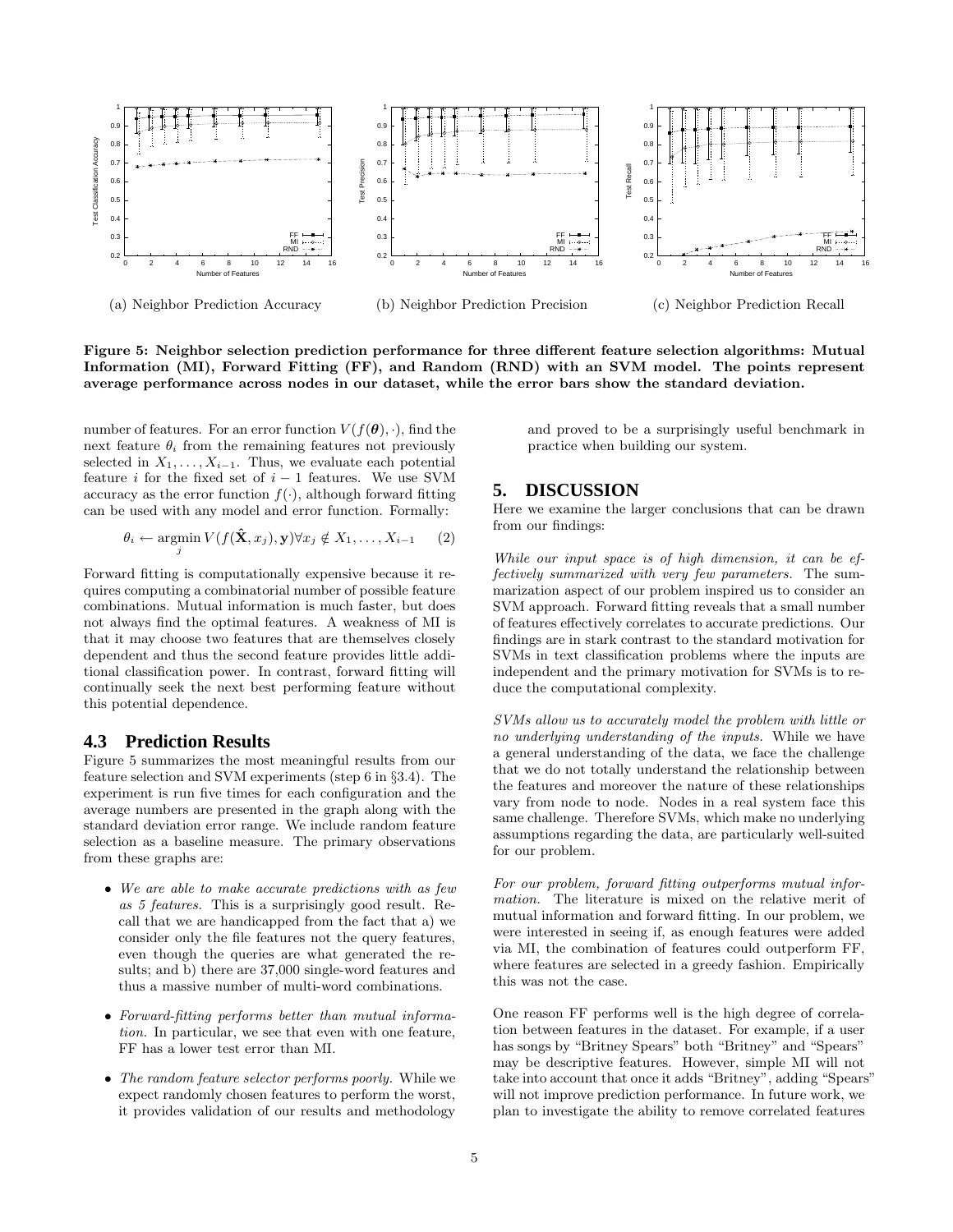(a) Neighbor Prediction Accuracy

(b) Neighbor Prediction Precision

(c) Neighbor Prediction Recall

**Figure 5: Neighbor selection prediction performance for three different feature selection algorithms: Mutual Information (MI), Forward Fitting (FF), and Random (RND) with an SVM model. The points represent average performance across nodes in our dataset, while the error bars show the standard deviation.**

number of features. For an error function $V(f(\boldsymbol{\theta}), \cdot)$, find the next feature $\theta_i$ from the remaining features not previously selected in $X_1, \ldots, X_{i-1}$. Thus, we evaluate each potential feature $i$ for the fixed set of $i-1$ features. We use SVM accuracy as the error function $f(\cdot)$, although forward fitting can be used with any model and error function. Formally:

$$\theta_i \leftarrow \underset{j}{\operatorname{argmin}}\, V(f(\hat{\mathbf{X}}, x_j), \mathbf{y}) \forall x_j \notin X_1, \ldots, X_{i-1} \quad (2)$$

Forward fitting is computationally expensive because it requires computing a combinatorial number of possible feature combinations. Mutual information is much faster, but does not always find the optimal features. A weakness of MI is that it may choose two features that are themselves closely dependent and thus the second feature provides little additional classification power. In contrast, forward fitting will continually seek the next best performing feature without this potential dependence.

### 4.3 Prediction Results

Figure 5 summarizes the most meaningful results from our feature selection and SVM experiments (step 6 in §3.4). The experiment is run five times for each configuration and the average numbers are presented in the graph along with the standard deviation error range. We include random feature selection as a baseline measure. The primary observations from these graphs are:

- *We are able to make accurate predictions with as few as 5 features.* This is a surprisingly good result. Recall that we are handicapped from the fact that a) we consider only the file features not the query features, even though the queries are what generated the results; and b) there are 37,000 single-word features and thus a massive number of multi-word combinations.

- *Forward-fitting performs better than mutual information.* In particular, we see that even with one feature, FF has a lower test error than MI.

- *The random feature selector performs poorly.* While we expect randomly chosen features to perform the worst, it provides validation of our results and methodology and proved to be a surprisingly useful benchmark in practice when building our system.

## 5. DISCUSSION

Here we examine the larger conclusions that can be drawn from our findings:

*While our input space is of high dimension, it can be effectively summarized with very few parameters.* The summarization aspect of our problem inspired us to consider an SVM approach. Forward fitting reveals that a small number of features effectively correlates to accurate predictions. Our findings are in stark contrast to the standard motivation for SVMs in text classification problems where the inputs are independent and the primary motivation for SVMs is to reduce the computational complexity.

*SVMs allow us to accurately model the problem with little or no underlying understanding of the inputs.* While we have a general understanding of the data, we face the challenge that we do not totally understand the relationship between the features and moreover the nature of these relationships vary from node to node. Nodes in a real system face this same challenge. Therefore SVMs, which make no underlying assumptions regarding the data, are particularly well-suited for our problem.

*For our problem, forward fitting outperforms mutual information.* The literature is mixed on the relative merit of mutual information and forward fitting. In our problem, we were interested in seeing if, as enough features were added via MI, the combination of features could outperform FF, where features are selected in a greedy fashion. Empirically this was not the case.

One reason FF performs well is the high degree of correlation between features in the dataset. For example, if a user has songs by "Britney Spears" both "Britney" and "Spears" may be descriptive features. However, simple MI will not take into account that once it adds "Britney", adding "Spears" will not improve prediction performance. In future work, we plan to investigate the ability to remove correlated features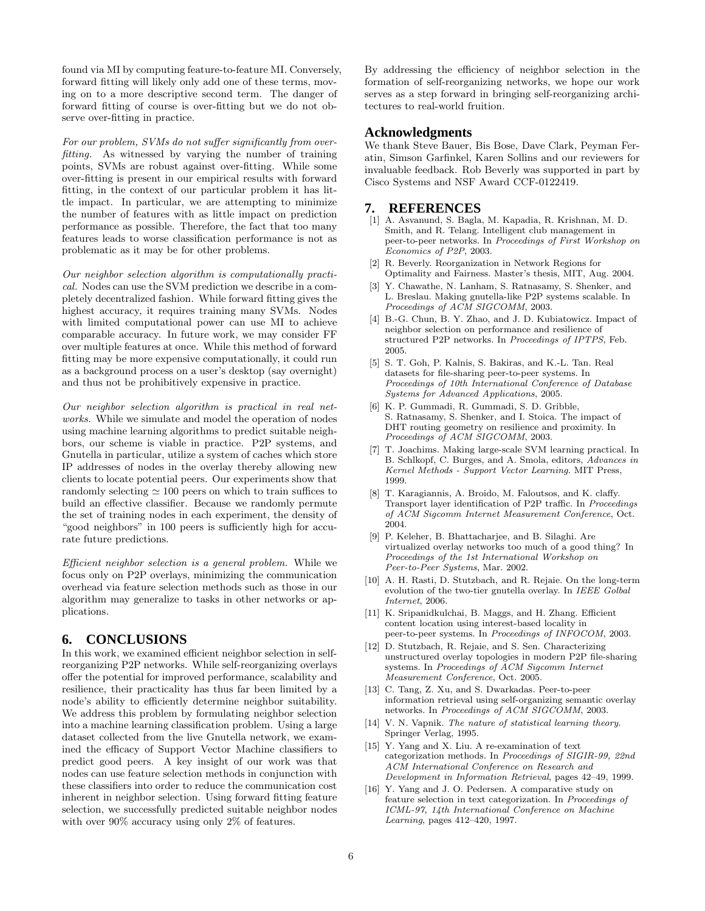found via MI by computing feature-to-feature MI. Conversely, forward fitting will likely only add one of these terms, moving on to a more descriptive second term. The danger of forward fitting of course is over-fitting but we do not observe over-fitting in practice.

*For our problem, SVMs do not suffer significantly from overfitting.* As witnessed by varying the number of training points, SVMs are robust against over-fitting. While some over-fitting is present in our empirical results with forward fitting, in the context of our particular problem it has little impact. In particular, we are attempting to minimize the number of features with as little impact on prediction performance as possible. Therefore, the fact that too many features leads to worse classification performance is not as problematic as it may be for other problems.

*Our neighbor selection algorithm is computationally practical.* Nodes can use the SVM prediction we describe in a completely decentralized fashion. While forward fitting gives the highest accuracy, it requires training many SVMs. Nodes with limited computational power can use MI to achieve comparable accuracy. In future work, we may consider FF over multiple features at once. While this method of forward fitting may be more expensive computationally, it could run as a background process on a user's desktop (say overnight) and thus not be prohibitively expensive in practice.

*Our neighbor selection algorithm is practical in real networks.* While we simulate and model the operation of nodes using machine learning algorithms to predict suitable neighbors, our scheme is viable in practice. P2P systems, and Gnutella in particular, utilize a system of caches which store IP addresses of nodes in the overlay thereby allowing new clients to locate potential peers. Our experiments show that randomly selecting $\simeq 100$ peers on which to train suffices to build an effective classifier. Because we randomly permute the set of training nodes in each experiment, the density of "good neighbors" in 100 peers is sufficiently high for accurate future predictions.

*Efficient neighbor selection is a general problem.* While we focus only on P2P overlays, minimizing the communication overhead via feature selection methods such as those in our algorithm may generalize to tasks in other networks or applications.

## 6. CONCLUSIONS

In this work, we examined efficient neighbor selection in self-reorganizing P2P networks. While self-reorganizing overlays offer the potential for improved performance, scalability and resilience, their practicality has thus far been limited by a node's ability to efficiently determine neighbor suitability. We address this problem by formulating neighbor selection into a machine learning classification problem. Using a large dataset collected from the live Gnutella network, we examined the efficacy of Support Vector Machine classifiers to predict good peers. A key insight of our work was that nodes can use feature selection methods in conjunction with these classifiers into order to reduce the communication cost inherent in neighbor selection. Using forward fitting feature selection, we successfully predicted suitable neighbor nodes with over 90% accuracy using only 2% of features.

By addressing the efficiency of neighbor selection in the formation of self-reorganizing networks, we hope our work serves as a step forward in bringing self-reorganizing architectures to real-world fruition.

## Acknowledgments

We thank Steve Bauer, Bis Bose, Dave Clark, Peyman Feratin, Simson Garfinkel, Karen Sollins and our reviewers for invaluable feedback. Rob Beverly was supported in part by Cisco Systems and NSF Award CCF-0122419.

## 7. REFERENCES

[1] A. Asvanund, S. Bagla, M. Kapadia, R. Krishnan, M. D. Smith, and R. Telang. Intelligent club management in peer-to-peer networks. In *Proceedings of First Workshop on Economics of P2P*, 2003.

[2] R. Beverly. Reorganization in Network Regions for Optimality and Fairness. Master's thesis, MIT, Aug. 2004.

[3] Y. Chawathe, N. Lanham, S. Ratnasamy, S. Shenker, and L. Breslau. Making gnutella-like P2P systems scalable. In *Proceedings of ACM SIGCOMM*, 2003.

[4] B.-G. Chun, B. Y. Zhao, and J. D. Kubiatowicz. Impact of neighbor selection on performance and resilience of structured P2P networks. In *Proceedings of IPTPS*, Feb. 2005.

[5] S. T. Goh, P. Kalnis, S. Bakiras, and K.-L. Tan. Real datasets for file-sharing peer-to-peer systems. In *Proceedings of 10th International Conference of Database Systems for Advanced Applications*, 2005.

[6] K. P. Gummadi, R. Gummadi, S. D. Gribble, S. Ratnasamy, S. Shenker, and I. Stoica. The impact of DHT routing geometry on resilience and proximity. In *Proceedings of ACM SIGCOMM*, 2003.

[7] T. Joachims. Making large-scale SVM learning practical. In B. Schlkopf, C. Burges, and A. Smola, editors, *Advances in Kernel Methods - Support Vector Learning*. MIT Press, 1999.

[8] T. Karagiannis, A. Broido, M. Faloutsos, and K. claffy. Transport layer identification of P2P traffic. In *Proceedings of ACM Sigcomm Internet Measurement Conference*, Oct. 2004.

[9] P. Keleher, B. Bhattacharjee, and B. Silaghi. Are virtualized overlay networks too much of a good thing? In *Proceedings of the 1st International Workshop on Peer-to-Peer Systems*, Mar. 2002.

[10] A. H. Rasti, D. Stutzbach, and R. Rejaie. On the long-term evolution of the two-tier gnutella overlay. In *IEEE Golbal Internet*, 2006.

[11] K. Sripanidkulchai, B. Maggs, and H. Zhang. Efficient content location using interest-based locality in peer-to-peer systems. In *Proceedings of INFOCOM*, 2003.

[12] D. Stutzbach, R. Rejaie, and S. Sen. Characterizing unstructured overlay topologies in modern P2P file-sharing systems. In *Proceedings of ACM Sigcomm Internet Measurement Conference*, Oct. 2005.

[13] C. Tang, Z. Xu, and S. Dwarkadas. Peer-to-peer information retrieval using self-organizing semantic overlay networks. In *Proceedings of ACM SIGCOMM*, 2003.

[14] V. N. Vapnik. *The nature of statistical learning theory*. Springer Verlag, 1995.

[15] Y. Yang and X. Liu. A re-examination of text categorization methods. In *Proceedings of SIGIR-99, 22nd ACM International Conference on Research and Development in Information Retrieval*, pages 42–49, 1999.

[16] Y. Yang and J. O. Pedersen. A comparative study on feature selection in text categorization. In *Proceedings of ICML-97, 14th International Conference on Machine Learning*, pages 412–420, 1997.